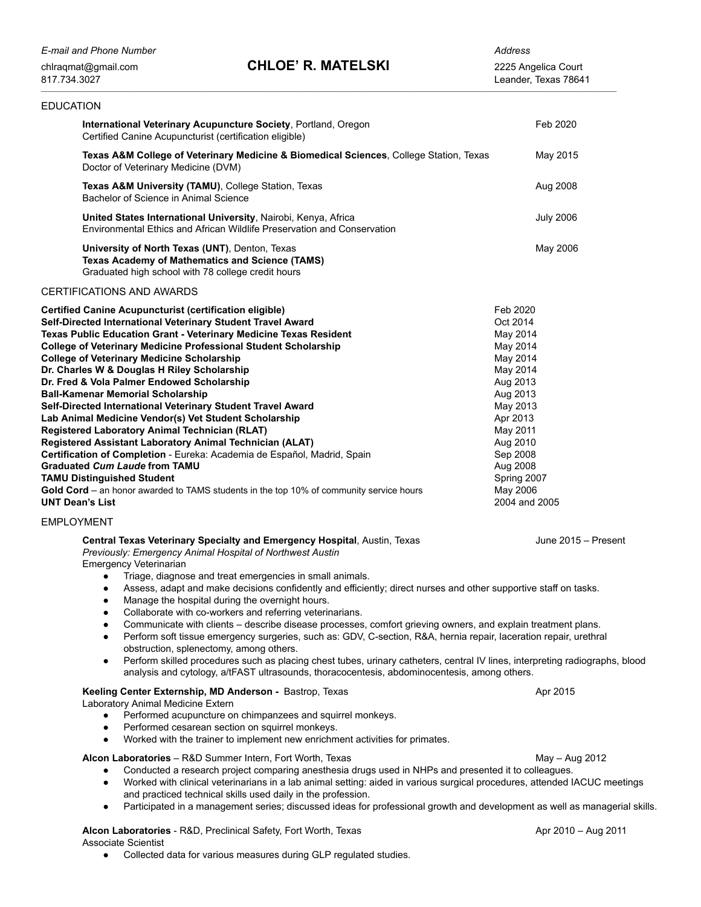*E-mail and Phone Number*
chlraqmat@gmail.com
817.734.3027

# CHLOE' R. MATELSKI

*Address*
2225 Angelica Court
Leander, Texas 78641

---

## EDUCATION

**International Veterinary Acupuncture Society**, Portland, Oregon — Feb 2020
Certified Canine Acupuncturist (certification eligible)

**Texas A&M College of Veterinary Medicine & Biomedical Sciences**, College Station, Texas — May 2015
Doctor of Veterinary Medicine (DVM)

**Texas A&M University (TAMU)**, College Station, Texas — Aug 2008
Bachelor of Science in Animal Science

**United States International University**, Nairobi, Kenya, Africa — July 2006
Environmental Ethics and African Wildlife Preservation and Conservation

**University of North Texas (UNT)**, Denton, Texas — May 2006
**Texas Academy of Mathematics and Science (TAMS)**
Graduated high school with 78 college credit hours

## CERTIFICATIONS AND AWARDS

| | |
|---|---|
| **Certified Canine Acupuncturist (certification eligible)** | Feb 2020 |
| **Self-Directed International Veterinary Student Travel Award** | Oct 2014 |
| **Texas Public Education Grant - Veterinary Medicine Texas Resident** | May 2014 |
| **College of Veterinary Medicine Professional Student Scholarship** | May 2014 |
| **College of Veterinary Medicine Scholarship** | May 2014 |
| **Dr. Charles W & Douglas H Riley Scholarship** | May 2014 |
| **Dr. Fred & Vola Palmer Endowed Scholarship** | Aug 2013 |
| **Ball-Kamenar Memorial Scholarship** | Aug 2013 |
| **Self-Directed International Veterinary Student Travel Award** | May 2013 |
| **Lab Animal Medicine Vendor(s) Vet Student Scholarship** | Apr 2013 |
| **Registered Laboratory Animal Technician (RLAT)** | May 2011 |
| **Registered Assistant Laboratory Animal Technician (ALAT)** | Aug 2010 |
| **Certification of Completion** - Eureka: Academia de Español, Madrid, Spain | Sep 2008 |
| **Graduated *Cum Laude* from TAMU** | Aug 2008 |
| **TAMU Distinguished Student** | Spring 2007 |
| **Gold Cord** – an honor awarded to TAMS students in the top 10% of community service hours | May 2006 |
| **UNT Dean's List** | 2004 and 2005 |

## EMPLOYMENT

**Central Texas Veterinary Specialty and Emergency Hospital**, Austin, Texas — June 2015 – Present
*Previously: Emergency Animal Hospital of Northwest Austin*
Emergency Veterinarian

- Triage, diagnose and treat emergencies in small animals.
- Assess, adapt and make decisions confidently and efficiently; direct nurses and other supportive staff on tasks.
- Manage the hospital during the overnight hours.
- Collaborate with co-workers and referring veterinarians.
- Communicate with clients – describe disease processes, comfort grieving owners, and explain treatment plans.
- Perform soft tissue emergency surgeries, such as: GDV, C-section, R&A, hernia repair, laceration repair, urethral obstruction, splenectomy, among others.
- Perform skilled procedures such as placing chest tubes, urinary catheters, central IV lines, interpreting radiographs, blood analysis and cytology, a/tFAST ultrasounds, thoracocentesis, abdominocentesis, among others.

**Keeling Center Externship, MD Anderson -** Bastrop, Texas — Apr 2015
Laboratory Animal Medicine Extern

- Performed acupuncture on chimpanzees and squirrel monkeys.
- Performed cesarean section on squirrel monkeys.
- Worked with the trainer to implement new enrichment activities for primates.

**Alcon Laboratories** – R&D Summer Intern, Fort Worth, Texas — May – Aug 2012

- Conducted a research project comparing anesthesia drugs used in NHPs and presented it to colleagues.
- Worked with clinical veterinarians in a lab animal setting: aided in various surgical procedures, attended IACUC meetings and practiced technical skills used daily in the profession.
- Participated in a management series; discussed ideas for professional growth and development as well as managerial skills.

**Alcon Laboratories** - R&D, Preclinical Safety, Fort Worth, Texas — Apr 2010 – Aug 2011
Associate Scientist

- Collected data for various measures during GLP regulated studies.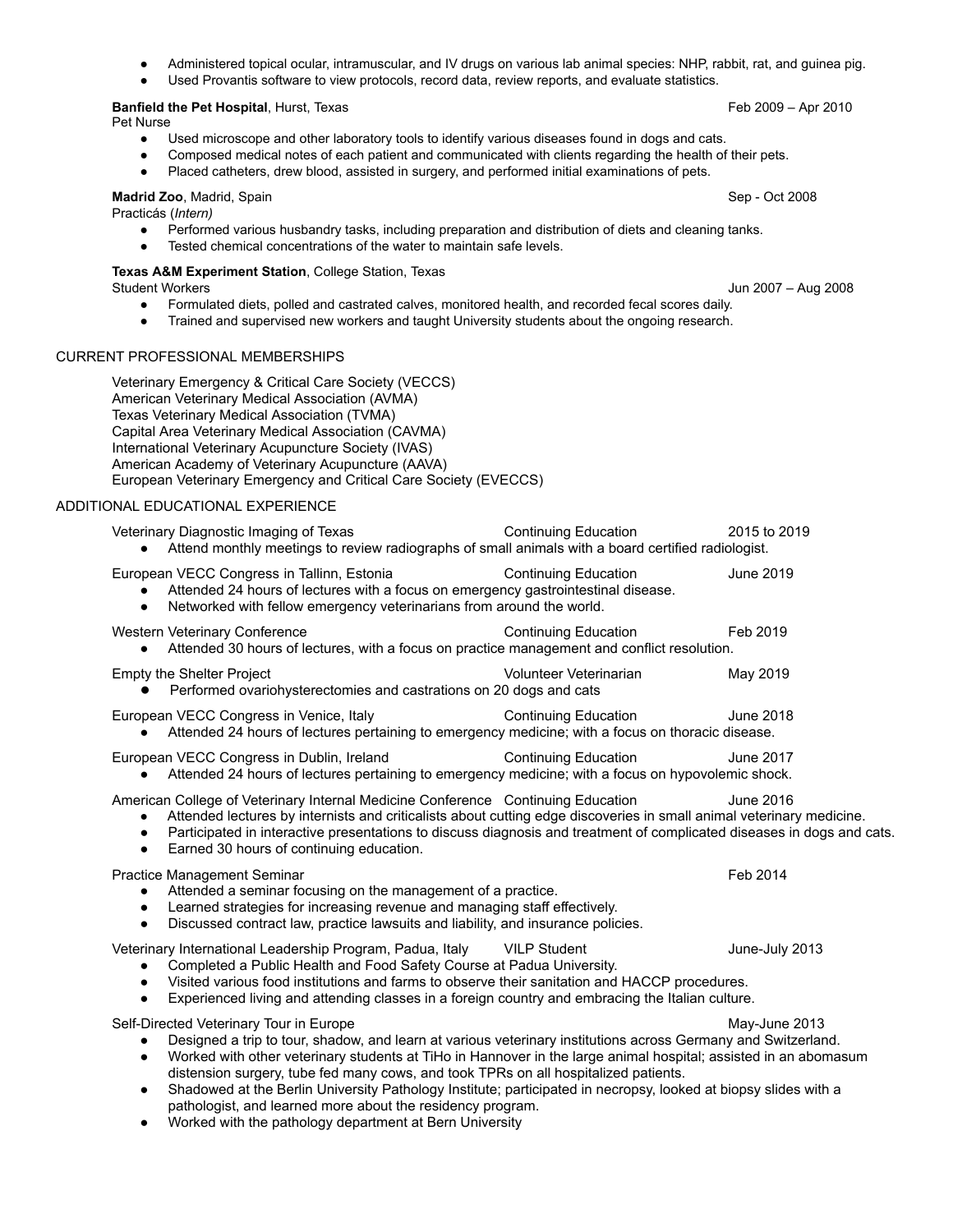- Administered topical ocular, intramuscular, and IV drugs on various lab animal species: NHP, rabbit, rat, and guinea pig.
- Used Provantis software to view protocols, record data, review reports, and evaluate statistics.

**Banfield the Pet Hospital**, Hurst, Texas — Feb 2009 – Apr 2010
Pet Nurse

- Used microscope and other laboratory tools to identify various diseases found in dogs and cats.
- Composed medical notes of each patient and communicated with clients regarding the health of their pets.
- Placed catheters, drew blood, assisted in surgery, and performed initial examinations of pets.

**Madrid Zoo**, Madrid, Spain — Sep - Oct 2008
Practicás (*Intern)*

- Performed various husbandry tasks, including preparation and distribution of diets and cleaning tanks.
- Tested chemical concentrations of the water to maintain safe levels.

**Texas A&M Experiment Station**, College Station, Texas
Student Workers — Jun 2007 – Aug 2008

- Formulated diets, polled and castrated calves, monitored health, and recorded fecal scores daily.
- Trained and supervised new workers and taught University students about the ongoing research.

## CURRENT PROFESSIONAL MEMBERSHIPS

Veterinary Emergency & Critical Care Society (VECCS)
American Veterinary Medical Association (AVMA)
Texas Veterinary Medical Association (TVMA)
Capital Area Veterinary Medical Association (CAVMA)
International Veterinary Acupuncture Society (IVAS)
American Academy of Veterinary Acupuncture (AAVA)
European Veterinary Emergency and Critical Care Society (EVECCS)

## ADDITIONAL EDUCATIONAL EXPERIENCE

Veterinary Diagnostic Imaging of Texas — Continuing Education — 2015 to 2019

- Attend monthly meetings to review radiographs of small animals with a board certified radiologist.

European VECC Congress in Tallinn, Estonia — Continuing Education — June 2019

- Attended 24 hours of lectures with a focus on emergency gastrointestinal disease.
- Networked with fellow emergency veterinarians from around the world.

Western Veterinary Conference — Continuing Education — Feb 2019

- Attended 30 hours of lectures, with a focus on practice management and conflict resolution.

Empty the Shelter Project — Volunteer Veterinarian — May 2019

- Performed ovariohysterectomies and castrations on 20 dogs and cats

European VECC Congress in Venice, Italy — Continuing Education — June 2018

- Attended 24 hours of lectures pertaining to emergency medicine; with a focus on thoracic disease.

European VECC Congress in Dublin, Ireland — Continuing Education — June 2017

- Attended 24 hours of lectures pertaining to emergency medicine; with a focus on hypovolemic shock.

American College of Veterinary Internal Medicine Conference — Continuing Education — June 2016

- Attended lectures by internists and criticalists about cutting edge discoveries in small animal veterinary medicine.
- Participated in interactive presentations to discuss diagnosis and treatment of complicated diseases in dogs and cats.
- Earned 30 hours of continuing education.

Practice Management Seminar — Feb 2014

- Attended a seminar focusing on the management of a practice.
- Learned strategies for increasing revenue and managing staff effectively.
- Discussed contract law, practice lawsuits and liability, and insurance policies.

Veterinary International Leadership Program, Padua, Italy — VILP Student — June-July 2013

- Completed a Public Health and Food Safety Course at Padua University.
- Visited various food institutions and farms to observe their sanitation and HACCP procedures.
- Experienced living and attending classes in a foreign country and embracing the Italian culture.

Self-Directed Veterinary Tour in Europe — May-June 2013

- Designed a trip to tour, shadow, and learn at various veterinary institutions across Germany and Switzerland.
- Worked with other veterinary students at TiHo in Hannover in the large animal hospital; assisted in an abomasum distension surgery, tube fed many cows, and took TPRs on all hospitalized patients.
- Shadowed at the Berlin University Pathology Institute; participated in necropsy, looked at biopsy slides with a pathologist, and learned more about the residency program.
- Worked with the pathology department at Bern University